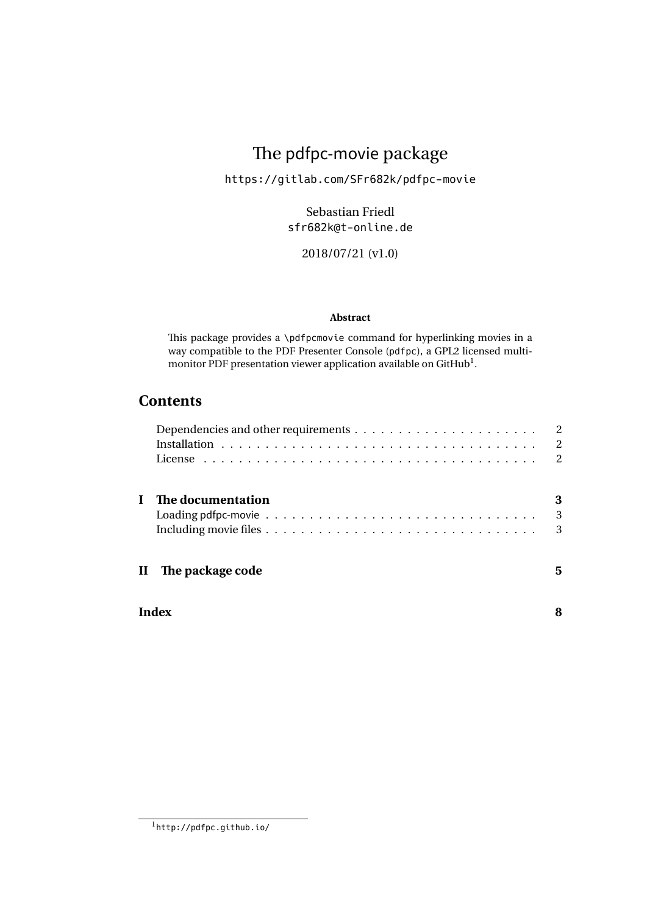# The pdfpc-movie package

`https://gitlab.com/SFr682k/pdfpc-movie`

Sebastian Friedl
`sfr682k@t-online.de`

2018/07/21 (v1.0)

**Abstract**

This package provides a `\pdfpcmovie` command for hyperlinking movies in a way compatible to the PDF Presenter Console (`pdfpc`), a GPL2 licensed multi-monitor PDF presentation viewer application available on GitHub[1].

## Contents

- Dependencies and other requirements . . . 2
- Installation . . . 2
- License . . . 2

**I The documentation** . . . **3**

- Loading pdfpc-movie . . . 3
- Including movie files . . . 3

**II The package code** . . . **5**

**Index** . . . **8**

---

[1] `http://pdfpc.github.io/`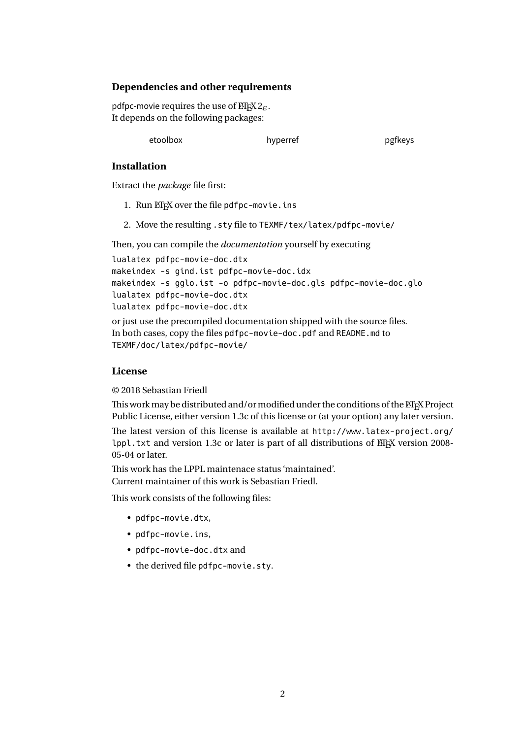## Dependencies and other requirements

pdfpc-movie requires the use of LaTeX $2_\varepsilon$.
It depends on the following packages:

etoolbox hyperref pgfkeys

## Installation

Extract the *package* file first:

1. Run LaTeX over the file `pdfpc-movie.ins`
2. Move the resulting `.sty` file to `TEXMF/tex/latex/pdfpc-movie/`

Then, you can compile the *documentation* yourself by executing

```
lualatex pdfpc-movie-doc.dtx
makeindex -s gind.ist pdfpc-movie-doc.idx
makeindex -s gglo.ist -o pdfpc-movie-doc.gls pdfpc-movie-doc.glo
lualatex pdfpc-movie-doc.dtx
lualatex pdfpc-movie-doc.dtx
```

or just use the precompiled documentation shipped with the source files.
In both cases, copy the files `pdfpc-movie-doc.pdf` and `README.md` to `TEXMF/doc/latex/pdfpc-movie/`

## License

© 2018 Sebastian Friedl

This work may be distributed and/or modified under the conditions of the LaTeX Project Public License, either version 1.3c of this license or (at your option) any later version.

The latest version of this license is available at `http://www.latex-project.org/lppl.txt` and version 1.3c or later is part of all distributions of LaTeX version 2008-05-04 or later.

This work has the LPPL maintenace status 'maintained'.
Current maintainer of this work is Sebastian Friedl.

This work consists of the following files:

- `pdfpc-movie.dtx`,
- `pdfpc-movie.ins`,
- `pdfpc-movie-doc.dtx` and
- the derived file `pdfpc-movie.sty`.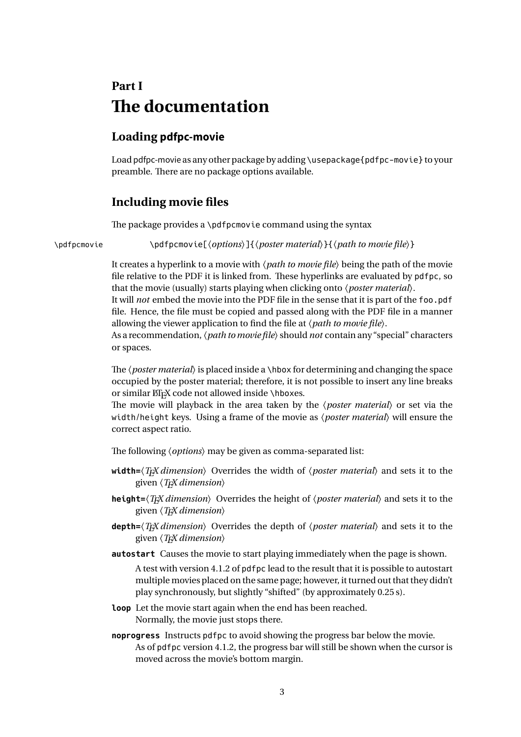# Part I
# The documentation

## Loading pdfpc-movie

Load pdfpc-movie as any other package by adding `\usepackage{pdfpc-movie}` to your preamble. There are no package options available.

## Including movie files

The package provides a `\pdfpcmovie` command using the syntax

`\pdfpcmovie` `\pdfpcmovie[`⟨*options*⟩`]{`⟨*poster material*⟩`}{`⟨*path to movie file*⟩`}`

It creates a hyperlink to a movie with ⟨*path to movie file*⟩ being the path of the movie file relative to the PDF it is linked from. These hyperlinks are evaluated by `pdfpc`, so that the movie (usually) starts playing when clicking onto ⟨*poster material*⟩.
It will *not* embed the movie into the PDF file in the sense that it is part of the `foo.pdf` file. Hence, the file must be copied and passed along with the PDF file in a manner allowing the viewer application to find the file at ⟨*path to movie file*⟩.
As a recommendation, ⟨*path to movie file*⟩ should *not* contain any "special" characters or spaces.

The ⟨*poster material*⟩ is placed inside a `\hbox` for determining and changing the space occupied by the poster material; therefore, it is not possible to insert any line breaks or similar LaTeX code not allowed inside `\hbox`es.
The movie will playback in the area taken by the ⟨*poster material*⟩ or set via the `width`/`height` keys. Using a frame of the movie as ⟨*poster material*⟩ will ensure the correct aspect ratio.

The following ⟨*options*⟩ may be given as comma-separated list:

**`width=`**⟨*TeX dimension*⟩ Overrides the width of ⟨*poster material*⟩ and sets it to the given ⟨*TeX dimension*⟩

**`height=`**⟨*TeX dimension*⟩ Overrides the height of ⟨*poster material*⟩ and sets it to the given ⟨*TeX dimension*⟩

**`depth=`**⟨*TeX dimension*⟩ Overrides the depth of ⟨*poster material*⟩ and sets it to the given ⟨*TeX dimension*⟩

**`autostart`** Causes the movie to start playing immediately when the page is shown.
A test with version 4.1.2 of `pdfpc` lead to the result that it is possible to autostart multiple movies placed on the same page; however, it turned out that they didn't play synchronously, but slightly "shifted" (by approximately 0.25 s).

**`loop`** Let the movie start again when the end has been reached.
Normally, the movie just stops there.

**`noprogress`** Instructs `pdfpc` to avoid showing the progress bar below the movie.
As of `pdfpc` version 4.1.2, the progress bar will still be shown when the cursor is moved across the movie's bottom margin.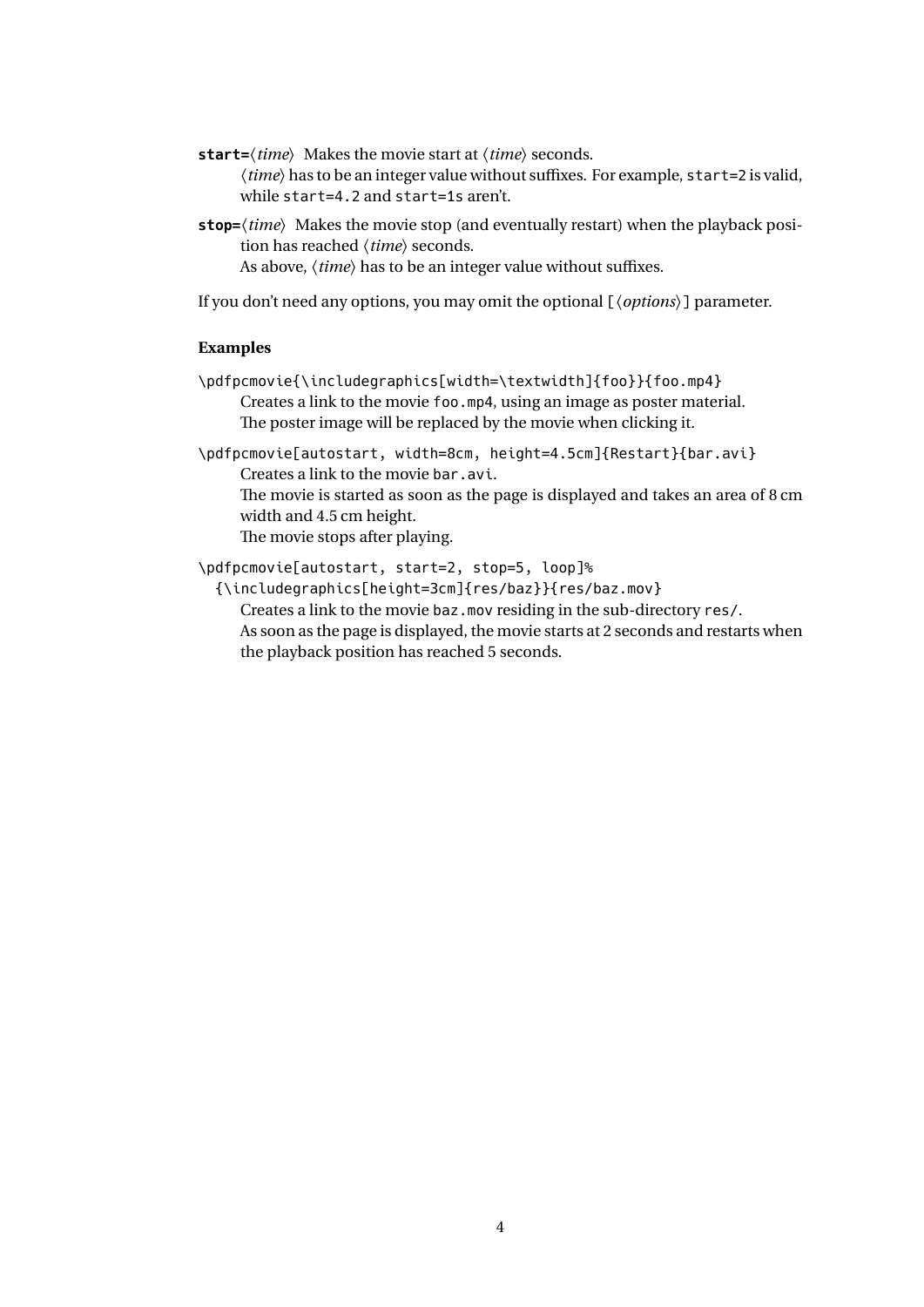**start=**⟨*time*⟩ Makes the movie start at ⟨*time*⟩ seconds.
⟨*time*⟩ has to be an integer value without suffixes. For example, `start=2` is valid, while `start=4.2` and `start=1s` aren't.

**stop=**⟨*time*⟩ Makes the movie stop (and eventually restart) when the playback position has reached ⟨*time*⟩ seconds.
As above, ⟨*time*⟩ has to be an integer value without suffixes.

If you don't need any options, you may omit the optional `[`⟨*options*⟩`]` parameter.

### Examples

```
\pdfpcmovie{\includegraphics[width=\textwidth]{foo}}{foo.mp4}
```

Creates a link to the movie `foo.mp4`, using an image as poster material.
The poster image will be replaced by the movie when clicking it.

```
\pdfpcmovie[autostart, width=8cm, height=4.5cm]{Restart}{bar.avi}
```

Creates a link to the movie `bar.avi`.
The movie is started as soon as the page is displayed and takes an area of 8 cm width and 4.5 cm height.
The movie stops after playing.

```
\pdfpcmovie[autostart, start=2, stop=5, loop]%
  {\includegraphics[height=3cm]{res/baz}}{res/baz.mov}
```

Creates a link to the movie `baz.mov` residing in the sub-directory `res/`.
As soon as the page is displayed, the movie starts at 2 seconds and restarts when the playback position has reached 5 seconds.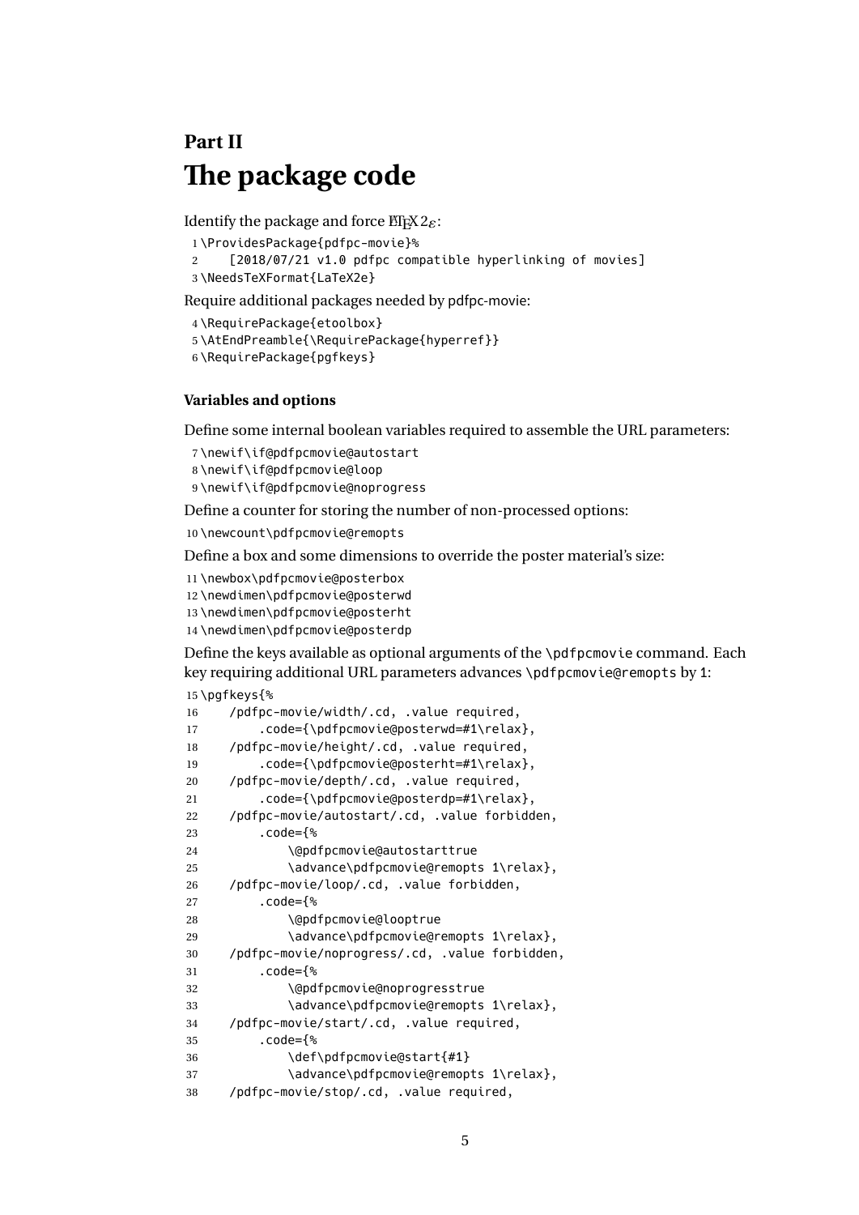# Part II
# The package code

Identify the package and force LaTeX 2ε:

```
1 \ProvidesPackage{pdfpc-movie}%
2     [2018/07/21 v1.0 pdfpc compatible hyperlinking of movies]
3 \NeedsTeXFormat{LaTeX2e}
```

Require additional packages needed by pdfpc-movie:

```
4 \RequirePackage{etoolbox}
5 \AtEndPreamble{\RequirePackage{hyperref}}
6 \RequirePackage{pgfkeys}
```

### Variables and options

Define some internal boolean variables required to assemble the URL parameters:

```
7 \newif\if@pdfpcmovie@autostart
8 \newif\if@pdfpcmovie@loop
9 \newif\if@pdfpcmovie@noprogress
```

Define a counter for storing the number of non-processed options:

```
10 \newcount\pdfpcmovie@remopts
```

Define a box and some dimensions to override the poster material's size:

```
11 \newbox\pdfpcmovie@posterbox
12 \newdimen\pdfpcmovie@posterwd
13 \newdimen\pdfpcmovie@posterht
14 \newdimen\pdfpcmovie@posterdp
```

Define the keys available as optional arguments of the `\pdfpcmovie` command. Each key requiring additional URL parameters advances `\pdfpcmovie@remopts` by 1:

```
15 \pgfkeys{%
16     /pdfpc-movie/width/.cd, .value required,
17         .code={\pdfpcmovie@posterwd=#1\relax},
18     /pdfpc-movie/height/.cd, .value required,
19         .code={\pdfpcmovie@posterht=#1\relax},
20     /pdfpc-movie/depth/.cd, .value required,
21         .code={\pdfpcmovie@posterdp=#1\relax},
22     /pdfpc-movie/autostart/.cd, .value forbidden,
23         .code={%
24             \@pdfpcmovie@autostarttrue
25             \advance\pdfpcmovie@remopts 1\relax},
26     /pdfpc-movie/loop/.cd, .value forbidden,
27         .code={%
28             \@pdfpcmovie@looptrue
29             \advance\pdfpcmovie@remopts 1\relax},
30     /pdfpc-movie/noprogress/.cd, .value forbidden,
31         .code={%
32             \@pdfpcmovie@noprogresstrue
33             \advance\pdfpcmovie@remopts 1\relax},
34     /pdfpc-movie/start/.cd, .value required,
35         .code={%
36             \def\pdfpcmovie@start{#1}
37             \advance\pdfpcmovie@remopts 1\relax},
38     /pdfpc-movie/stop/.cd, .value required,
```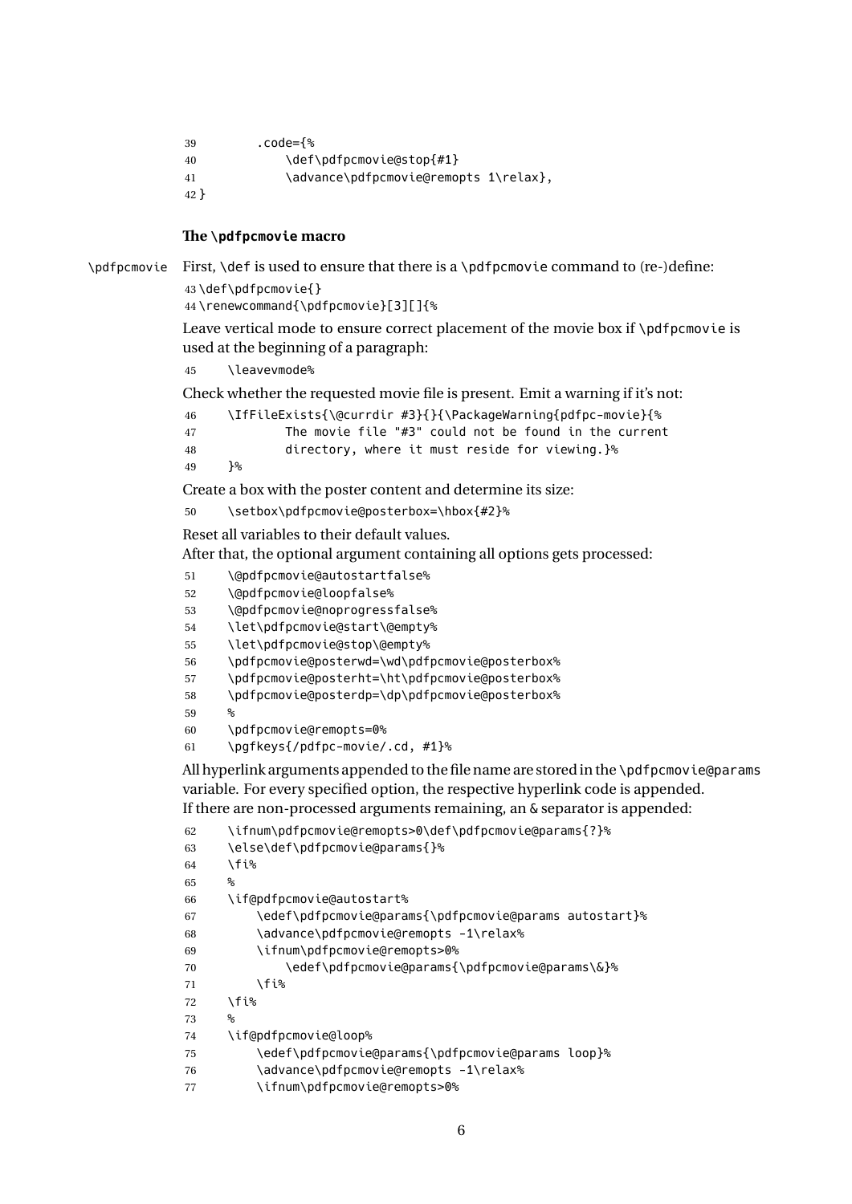```
39        .code={%
40            \def\pdfpcmovie@stop{#1}
41            \advance\pdfpcmovie@remopts 1\relax},
42 }
```

#### The `\pdfpcmovie` macro

\pdfpcmovie First, `\def` is used to ensure that there is a `\pdfpcmovie` command to (re-)define:

```
43 \def\pdfpcmovie{}
44 \renewcommand{\pdfpcmovie}[3][]{%
```

Leave vertical mode to ensure correct placement of the movie box if `\pdfpcmovie` is used at the beginning of a paragraph:

```
45     \leavevmode%
```

Check whether the requested movie file is present. Emit a warning if it's not:

```
46     \IfFileExists{\@currdir #3}{}{\PackageWarning{pdfpc-movie}{%
47             The movie file "#3" could not be found in the current
48             directory, where it must reside for viewing.}%
49     }%
```

Create a box with the poster content and determine its size:

```
50     \setbox\pdfpcmovie@posterbox=\hbox{#2}%
```

Reset all variables to their default values.
After that, the optional argument containing all options gets processed:

```
51     \@pdfpcmovie@autostartfalse%
52     \@pdfpcmovie@loopfalse%
53     \@pdfpcmovie@noprogressfalse%
54     \let\pdfpcmovie@start\@empty%
55     \let\pdfpcmovie@stop\@empty%
56     \pdfpcmovie@posterwd=\wd\pdfpcmovie@posterbox%
57     \pdfpcmovie@posterht=\ht\pdfpcmovie@posterbox%
58     \pdfpcmovie@posterdp=\dp\pdfpcmovie@posterbox%
59     %
60     \pdfpcmovie@remopts=0%
61     \pgfkeys{/pdfpc-movie/.cd, #1}%
```

All hyperlink arguments appended to the file name are stored in the `\pdfpcmovie@params` variable. For every specified option, the respective hyperlink code is appended.
If there are non-processed arguments remaining, an `&` separator is appended:

```
62     \ifnum\pdfpcmovie@remopts>0\def\pdfpcmovie@params{?}%
63     \else\def\pdfpcmovie@params{}%
64     \fi%
65     %
66     \if@pdfpcmovie@autostart%
67         \edef\pdfpcmovie@params{\pdfpcmovie@params autostart}%
68         \advance\pdfpcmovie@remopts -1\relax%
69         \ifnum\pdfpcmovie@remopts>0%
70             \edef\pdfpcmovie@params{\pdfpcmovie@params\&}%
71         \fi%
72     \fi%
73     %
74     \if@pdfpcmovie@loop%
75         \edef\pdfpcmovie@params{\pdfpcmovie@params loop}%
76         \advance\pdfpcmovie@remopts -1\relax%
77         \ifnum\pdfpcmovie@remopts>0%
```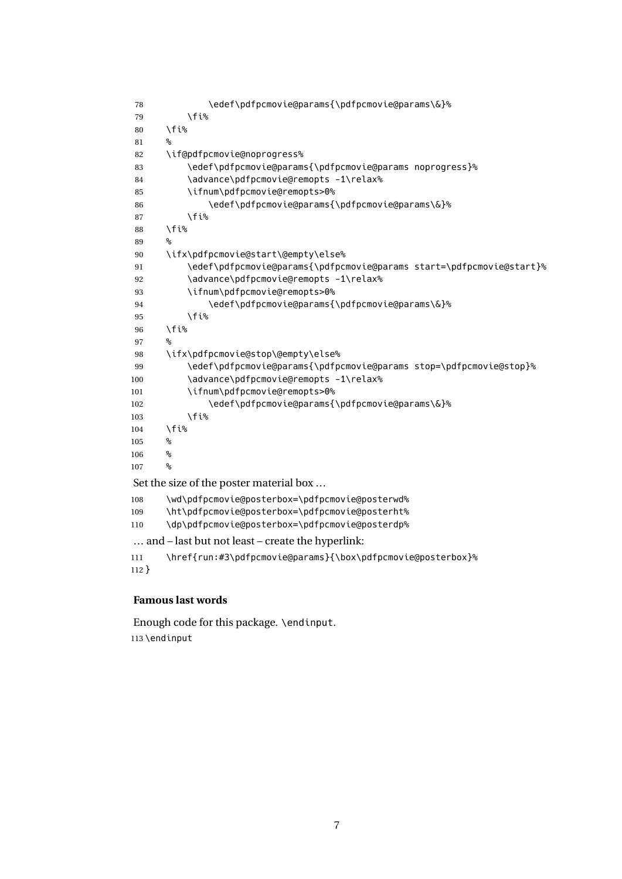```
78            \edef\pdfpcmovie@params{\pdfpcmovie@params\&}%
79        \fi%
80    \fi%
81    %
82    \if@pdfpcmovie@noprogress%
83        \edef\pdfpcmovie@params{\pdfpcmovie@params noprogress}%
84        \advance\pdfpcmovie@remopts -1\relax%
85        \ifnum\pdfpcmovie@remopts>0%
86            \edef\pdfpcmovie@params{\pdfpcmovie@params\&}%
87        \fi%
88    \fi%
89    %
90    \ifx\pdfpcmovie@start\@empty\else%
91        \edef\pdfpcmovie@params{\pdfpcmovie@params start=\pdfpcmovie@start}%
92        \advance\pdfpcmovie@remopts -1\relax%
93        \ifnum\pdfpcmovie@remopts>0%
94            \edef\pdfpcmovie@params{\pdfpcmovie@params\&}%
95        \fi%
96    \fi%
97    %
98    \ifx\pdfpcmovie@stop\@empty\else%
99        \edef\pdfpcmovie@params{\pdfpcmovie@params stop=\pdfpcmovie@stop}%
100       \advance\pdfpcmovie@remopts -1\relax%
101       \ifnum\pdfpcmovie@remopts>0%
102           \edef\pdfpcmovie@params{\pdfpcmovie@params\&}%
103       \fi%
104   \fi%
105   %
106   %
107   %
```

Set the size of the poster material box …

```
108   \wd\pdfpcmovie@posterbox=\pdfpcmovie@posterwd%
109   \ht\pdfpcmovie@posterbox=\pdfpcmovie@posterht%
110   \dp\pdfpcmovie@posterbox=\pdfpcmovie@posterdp%
```

… and – last but not least – create the hyperlink:

```
111   \href{run:#3\pdfpcmovie@params}{\box\pdfpcmovie@posterbox}%
112 }
```

**Famous last words**

Enough code for this package. `\endinput`.

```
113 \endinput
```